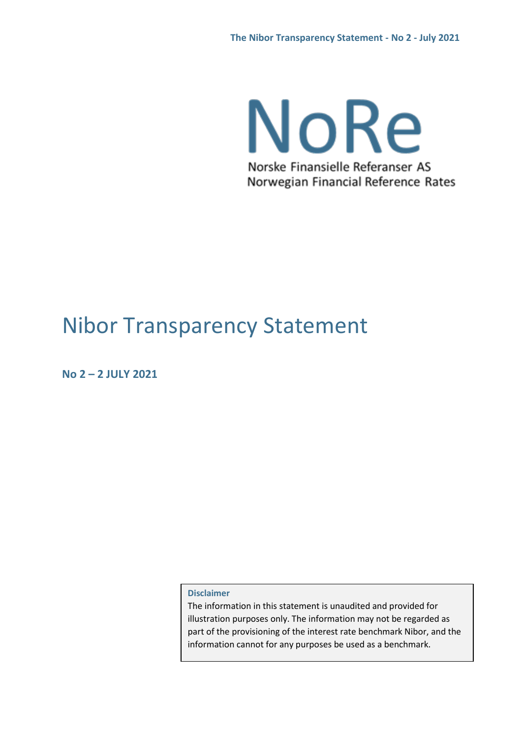NoRe

Norske Finansielle Referanser AS
Norwegian Financial Reference Rates

# Nibor Transparency Statement

**No 2 – 2 JULY 2021**

**Disclaimer**

The information in this statement is unaudited and provided for illustration purposes only. The information may not be regarded as part of the provisioning of the interest rate benchmark Nibor, and the information cannot for any purposes be used as a benchmark.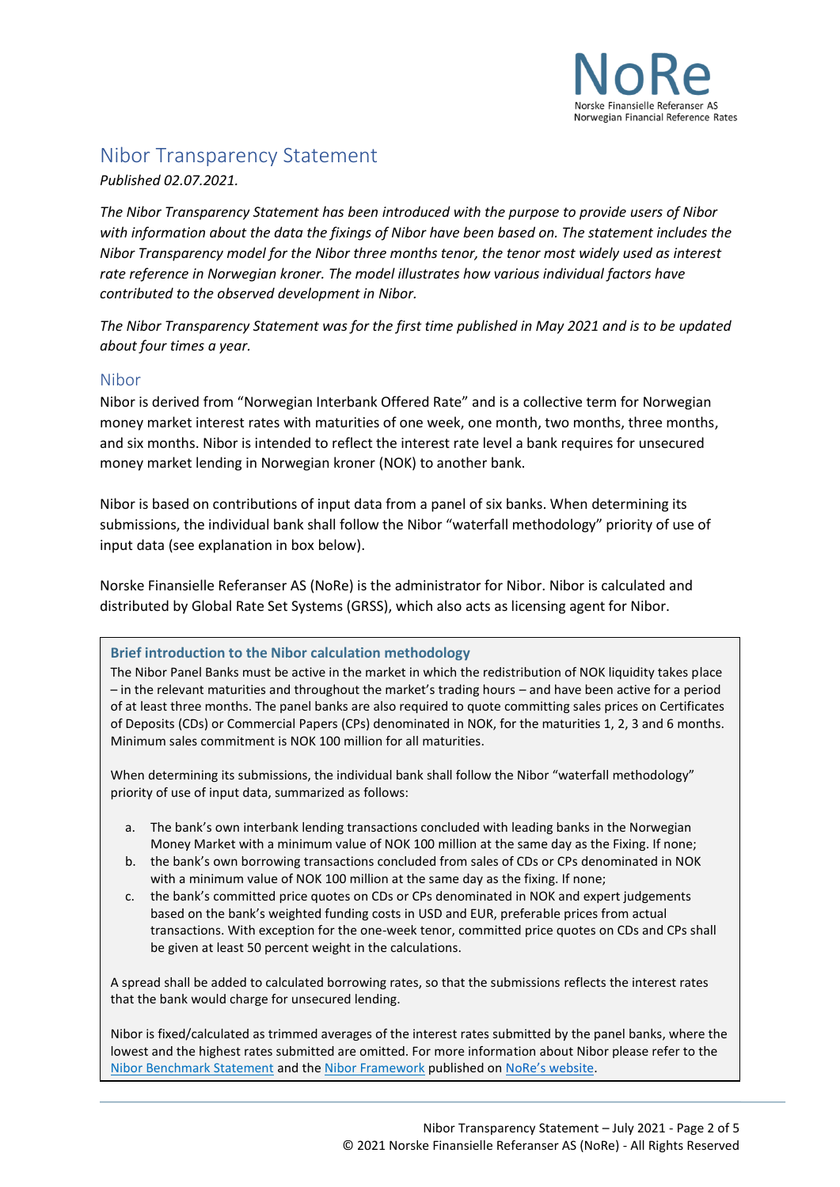# Nibor Transparency Statement

*Published 02.07.2021.*

*The Nibor Transparency Statement has been introduced with the purpose to provide users of Nibor with information about the data the fixings of Nibor have been based on. The statement includes the Nibor Transparency model for the Nibor three months tenor, the tenor most widely used as interest rate reference in Norwegian kroner. The model illustrates how various individual factors have contributed to the observed development in Nibor.*

*The Nibor Transparency Statement was for the first time published in May 2021 and is to be updated about four times a year.*

## Nibor

Nibor is derived from "Norwegian Interbank Offered Rate" and is a collective term for Norwegian money market interest rates with maturities of one week, one month, two months, three months, and six months. Nibor is intended to reflect the interest rate level a bank requires for unsecured money market lending in Norwegian kroner (NOK) to another bank.

Nibor is based on contributions of input data from a panel of six banks. When determining its submissions, the individual bank shall follow the Nibor "waterfall methodology" priority of use of input data (see explanation in box below).

Norske Finansielle Referanser AS (NoRe) is the administrator for Nibor. Nibor is calculated and distributed by Global Rate Set Systems (GRSS), which also acts as licensing agent for Nibor.

### Brief introduction to the Nibor calculation methodology

The Nibor Panel Banks must be active in the market in which the redistribution of NOK liquidity takes place – in the relevant maturities and throughout the market's trading hours – and have been active for a period of at least three months. The panel banks are also required to quote committing sales prices on Certificates of Deposits (CDs) or Commercial Papers (CPs) denominated in NOK, for the maturities 1, 2, 3 and 6 months. Minimum sales commitment is NOK 100 million for all maturities.

When determining its submissions, the individual bank shall follow the Nibor "waterfall methodology" priority of use of input data, summarized as follows:

a. The bank's own interbank lending transactions concluded with leading banks in the Norwegian Money Market with a minimum value of NOK 100 million at the same day as the Fixing. If none;
b. the bank's own borrowing transactions concluded from sales of CDs or CPs denominated in NOK with a minimum value of NOK 100 million at the same day as the fixing. If none;
c. the bank's committed price quotes on CDs or CPs denominated in NOK and expert judgements based on the bank's weighted funding costs in USD and EUR, preferable prices from actual transactions. With exception for the one-week tenor, committed price quotes on CDs and CPs shall be given at least 50 percent weight in the calculations.

A spread shall be added to calculated borrowing rates, so that the submissions reflects the interest rates that the bank would charge for unsecured lending.

Nibor is fixed/calculated as trimmed averages of the interest rates submitted by the panel banks, where the lowest and the highest rates submitted are omitted. For more information about Nibor please refer to the Nibor Benchmark Statement and the Nibor Framework published on NoRe's website.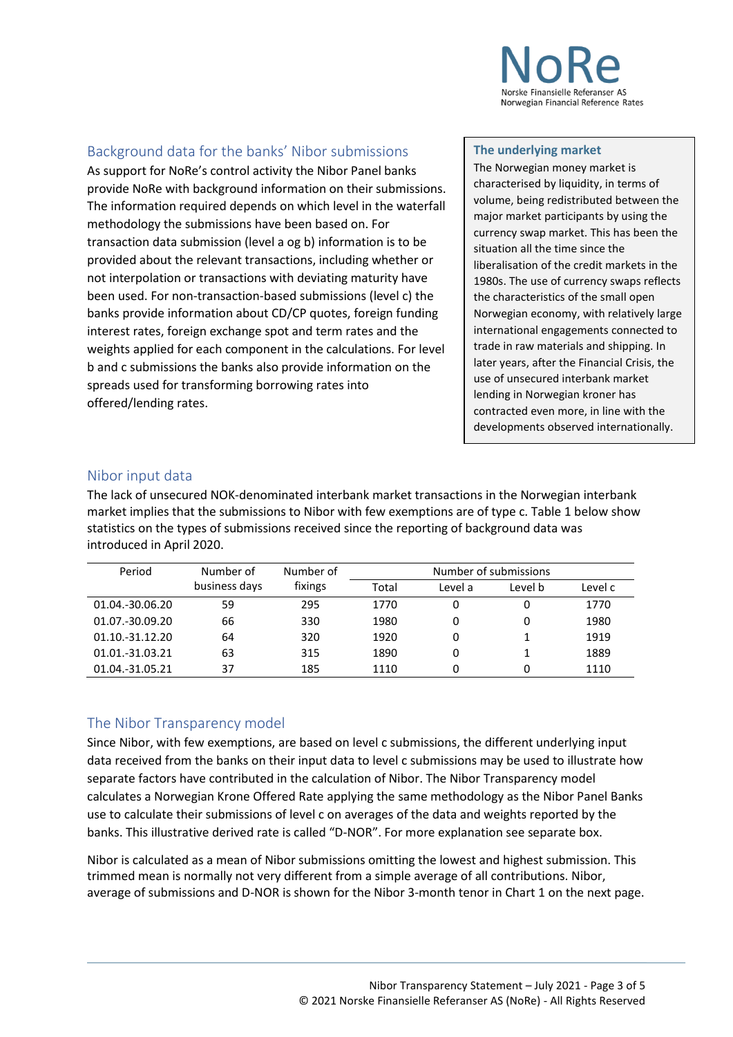## Background data for the banks' Nibor submissions

As support for NoRe's control activity the Nibor Panel banks provide NoRe with background information on their submissions. The information required depends on which level in the waterfall methodology the submissions have been based on. For transaction data submission (level a og b) information is to be provided about the relevant transactions, including whether or not interpolation or transactions with deviating maturity have been used. For non-transaction-based submissions (level c) the banks provide information about CD/CP quotes, foreign funding interest rates, foreign exchange spot and term rates and the weights applied for each component in the calculations. For level b and c submissions the banks also provide information on the spreads used for transforming borrowing rates into offered/lending rates.

> **The underlying market**
>
> The Norwegian money market is characterised by liquidity, in terms of volume, being redistributed between the major market participants by using the currency swap market. This has been the situation all the time since the liberalisation of the credit markets in the 1980s. The use of currency swaps reflects the characteristics of the small open Norwegian economy, with relatively large international engagements connected to trade in raw materials and shipping. In later years, after the Financial Crisis, the use of unsecured interbank market lending in Norwegian kroner has contracted even more, in line with the developments observed internationally.

## Nibor input data

The lack of unsecured NOK-denominated interbank market transactions in the Norwegian interbank market implies that the submissions to Nibor with few exemptions are of type c. Table 1 below show statistics on the types of submissions received since the reporting of background data was introduced in April 2020.

| Period | Number of business days | Number of fixings | Number of submissions | | | |
|---|---|---|---|---|---|---|
| | | | Total | Level a | Level b | Level c |
| 01.04.-30.06.20 | 59 | 295 | 1770 | 0 | 0 | 1770 |
| 01.07.-30.09.20 | 66 | 330 | 1980 | 0 | 0 | 1980 |
| 01.10.-31.12.20 | 64 | 320 | 1920 | 0 | 1 | 1919 |
| 01.01.-31.03.21 | 63 | 315 | 1890 | 0 | 1 | 1889 |
| 01.04.-31.05.21 | 37 | 185 | 1110 | 0 | 0 | 1110 |

## The Nibor Transparency model

Since Nibor, with few exemptions, are based on level c submissions, the different underlying input data received from the banks on their input data to level c submissions may be used to illustrate how separate factors have contributed in the calculation of Nibor. The Nibor Transparency model calculates a Norwegian Krone Offered Rate applying the same methodology as the Nibor Panel Banks use to calculate their submissions of level c on averages of the data and weights reported by the banks. This illustrative derived rate is called "D-NOR". For more explanation see separate box.

Nibor is calculated as a mean of Nibor submissions omitting the lowest and highest submission. This trimmed mean is normally not very different from a simple average of all contributions. Nibor, average of submissions and D-NOR is shown for the Nibor 3-month tenor in Chart 1 on the next page.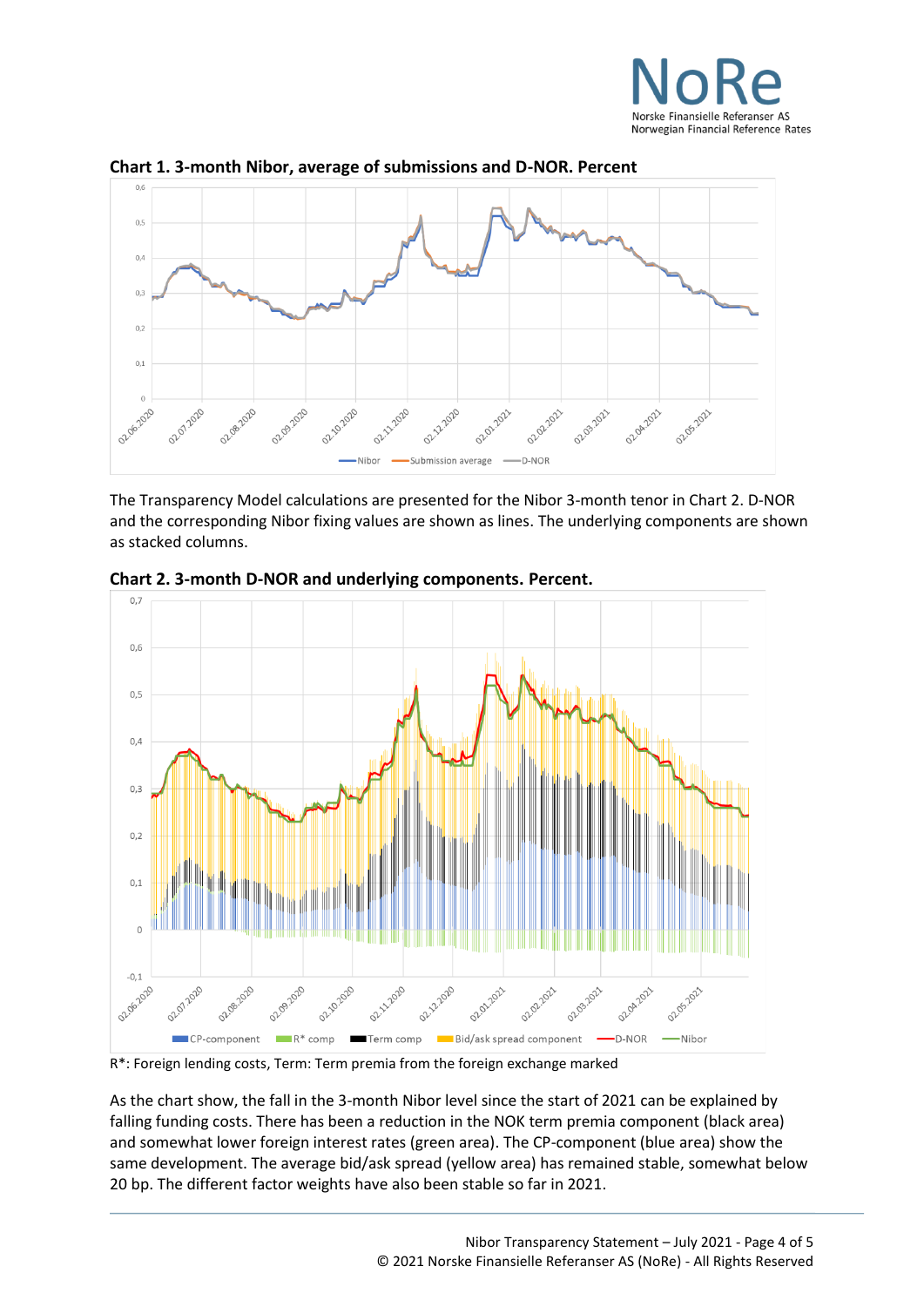**Chart 1. 3-month Nibor, average of submissions and D-NOR. Percent**

The Transparency Model calculations are presented for the Nibor 3-month tenor in Chart 2. D-NOR and the corresponding Nibor fixing values are shown as lines. The underlying components are shown as stacked columns.

**Chart 2. 3-month D-NOR and underlying components. Percent.**

R*: Foreign lending costs, Term: Term premia from the foreign exchange marked

As the chart show, the fall in the 3-month Nibor level since the start of 2021 can be explained by falling funding costs. There has been a reduction in the NOK term premia component (black area) and somewhat lower foreign interest rates (green area). The CP-component (blue area) show the same development. The average bid/ask spread (yellow area) has remained stable, somewhat below 20 bp. The different factor weights have also been stable so far in 2021.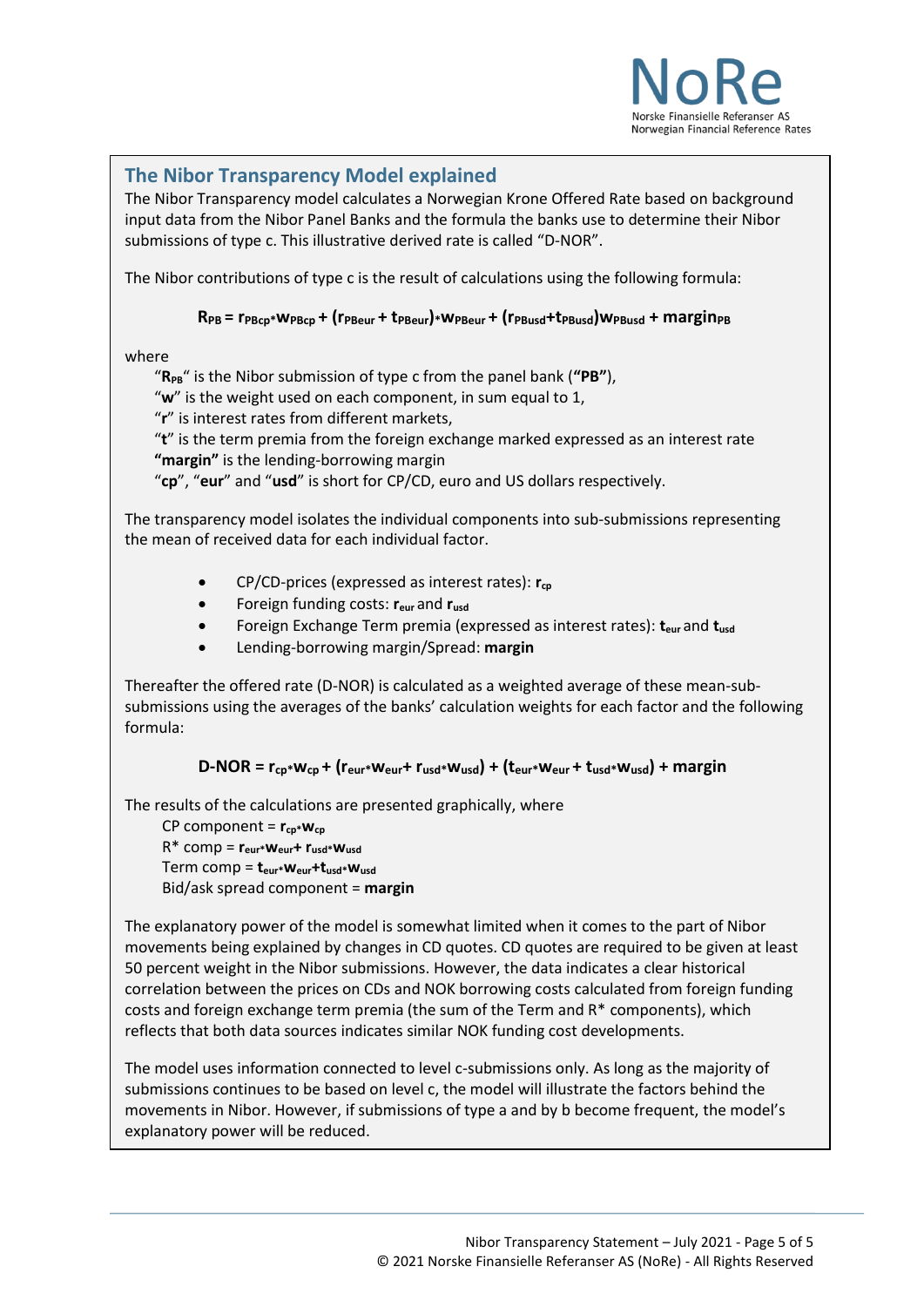## The Nibor Transparency Model explained

The Nibor Transparency model calculates a Norwegian Krone Offered Rate based on background input data from the Nibor Panel Banks and the formula the banks use to determine their Nibor submissions of type c. This illustrative derived rate is called "D-NOR".

The Nibor contributions of type c is the result of calculations using the following formula:

$$\mathbf{R_{PB} = r_{PBcp} * w_{PBcp} + (r_{PBeur} + t_{PBeur}) * w_{PBeur} + (r_{PBusd} + t_{PBusd}) w_{PBusd} + margin_{PB}}$$

where

"$\mathbf{R_{PB}}$" is the Nibor submission of type c from the panel bank (**"PB"**),
"**w**" is the weight used on each component, in sum equal to 1,
"**r**" is interest rates from different markets,
"**t**" is the term premia from the foreign exchange marked expressed as an interest rate
**"margin"** is the lending-borrowing margin
"**cp**", "**eur**" and "**usd**" is short for CP/CD, euro and US dollars respectively.

The transparency model isolates the individual components into sub-submissions representing the mean of received data for each individual factor.

- CP/CD-prices (expressed as interest rates): $\mathbf{r_{cp}}$
- Foreign funding costs: $\mathbf{r_{eur}}$ and $\mathbf{r_{usd}}$
- Foreign Exchange Term premia (expressed as interest rates): $\mathbf{t_{eur}}$ and $\mathbf{t_{usd}}$
- Lending-borrowing margin/Spread: **margin**

Thereafter the offered rate (D-NOR) is calculated as a weighted average of these mean-sub-submissions using the averages of the banks' calculation weights for each factor and the following formula:

$$\mathbf{D\text{-}NOR = r_{cp} * w_{cp} + (r_{eur} * w_{eur} + r_{usd} * w_{usd}) + (t_{eur} * w_{eur} + t_{usd} * w_{usd}) + margin}$$

The results of the calculations are presented graphically, where

CP component = $\mathbf{r_{cp} * w_{cp}}$
R* comp = $\mathbf{r_{eur} * w_{eur} + r_{usd} * w_{usd}}$
Term comp = $\mathbf{t_{eur} * w_{eur} + t_{usd} * w_{usd}}$
Bid/ask spread component = **margin**

The explanatory power of the model is somewhat limited when it comes to the part of Nibor movements being explained by changes in CD quotes. CD quotes are required to be given at least 50 percent weight in the Nibor submissions. However, the data indicates a clear historical correlation between the prices on CDs and NOK borrowing costs calculated from foreign funding costs and foreign exchange term premia (the sum of the Term and R* components), which reflects that both data sources indicates similar NOK funding cost developments.

The model uses information connected to level c-submissions only. As long as the majority of submissions continues to be based on level c, the model will illustrate the factors behind the movements in Nibor. However, if submissions of type a and by b become frequent, the model's explanatory power will be reduced.